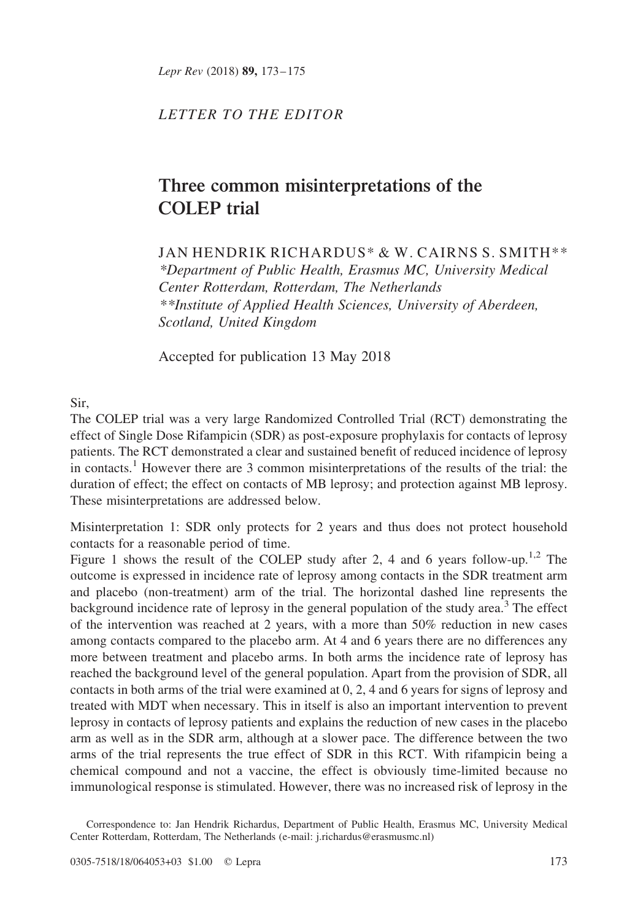*LETTER TO THE EDITOR*

# Three common misinterpretations of the COLEP trial

JAN HENDRIK RICHARDUS* & W. CAIRNS S. SMITH**

*\*Department of Public Health, Erasmus MC, University Medical Center Rotterdam, Rotterdam, The Netherlands*
*\*\*Institute of Applied Health Sciences, University of Aberdeen, Scotland, United Kingdom*

Accepted for publication 13 May 2018

Sir,

The COLEP trial was a very large Randomized Controlled Trial (RCT) demonstrating the effect of Single Dose Rifampicin (SDR) as post-exposure prophylaxis for contacts of leprosy patients. The RCT demonstrated a clear and sustained benefit of reduced incidence of leprosy in contacts.[1] However there are 3 common misinterpretations of the results of the trial: the duration of effect; the effect on contacts of MB leprosy; and protection against MB leprosy. These misinterpretations are addressed below.

Misinterpretation 1: SDR only protects for 2 years and thus does not protect household contacts for a reasonable period of time.

Figure 1 shows the result of the COLEP study after 2, 4 and 6 years follow-up.[1,2] The outcome is expressed in incidence rate of leprosy among contacts in the SDR treatment arm and placebo (non-treatment) arm of the trial. The horizontal dashed line represents the background incidence rate of leprosy in the general population of the study area.[3] The effect of the intervention was reached at 2 years, with a more than 50% reduction in new cases among contacts compared to the placebo arm. At 4 and 6 years there are no differences any more between treatment and placebo arms. In both arms the incidence rate of leprosy has reached the background level of the general population. Apart from the provision of SDR, all contacts in both arms of the trial were examined at 0, 2, 4 and 6 years for signs of leprosy and treated with MDT when necessary. This in itself is also an important intervention to prevent leprosy in contacts of leprosy patients and explains the reduction of new cases in the placebo arm as well as in the SDR arm, although at a slower pace. The difference between the two arms of the trial represents the true effect of SDR in this RCT. With rifampicin being a chemical compound and not a vaccine, the effect is obviously time-limited because no immunological response is stimulated. However, there was no increased risk of leprosy in the

Correspondence to: Jan Hendrik Richardus, Department of Public Health, Erasmus MC, University Medical Center Rotterdam, Rotterdam, The Netherlands (e-mail: j.richardus@erasmusmc.nl)

0305-7518/18/064053+03 $1.00 © Lepra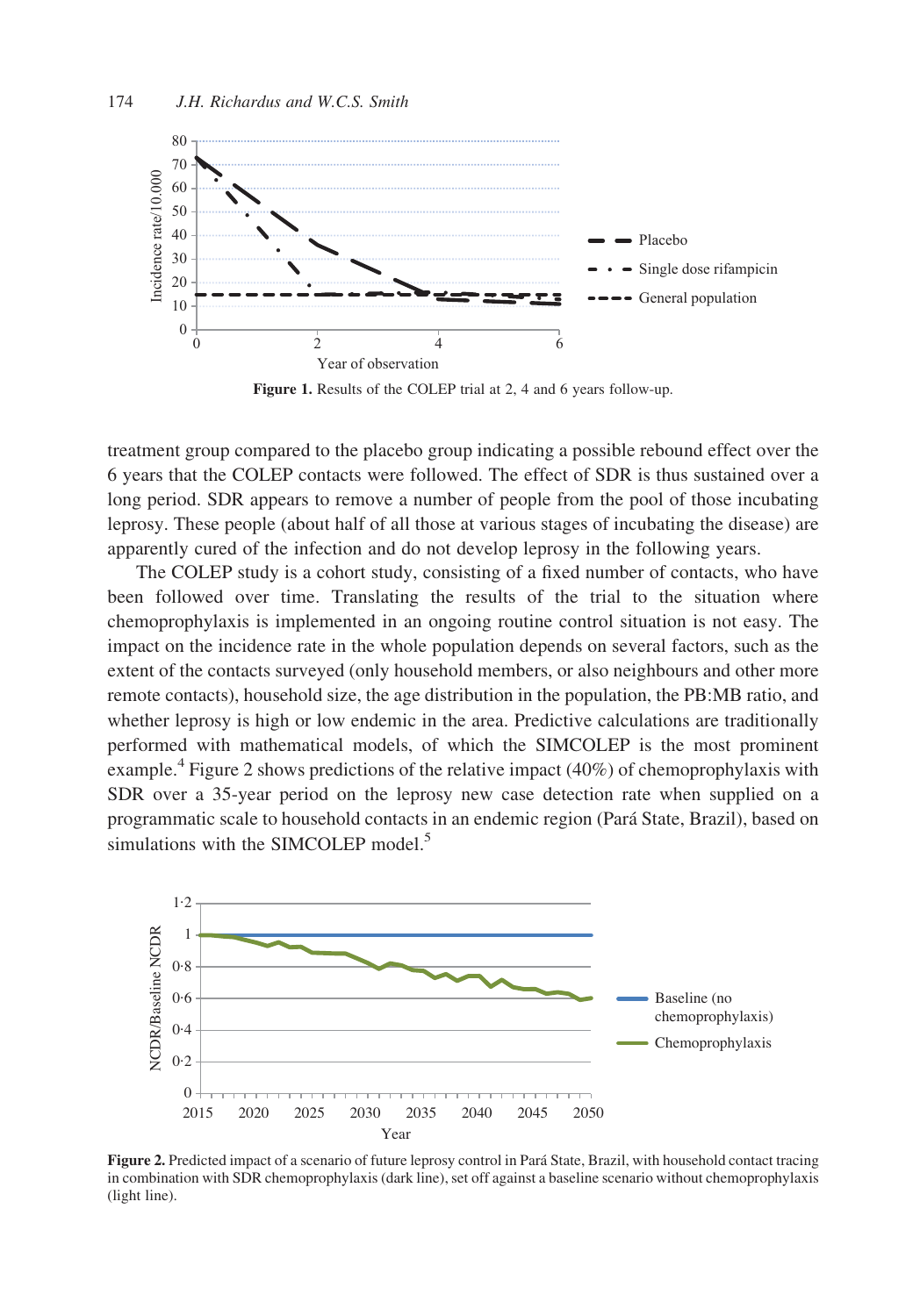Figure 1. Results of the COLEP trial at 2, 4 and 6 years follow-up.

treatment group compared to the placebo group indicating a possible rebound effect over the 6 years that the COLEP contacts were followed. The effect of SDR is thus sustained over a long period. SDR appears to remove a number of people from the pool of those incubating leprosy. These people (about half of all those at various stages of incubating the disease) are apparently cured of the infection and do not develop leprosy in the following years.

The COLEP study is a cohort study, consisting of a fixed number of contacts, who have been followed over time. Translating the results of the trial to the situation where chemoprophylaxis is implemented in an ongoing routine control situation is not easy. The impact on the incidence rate in the whole population depends on several factors, such as the extent of the contacts surveyed (only household members, or also neighbours and other more remote contacts), household size, the age distribution in the population, the PB:MB ratio, and whether leprosy is high or low endemic in the area. Predictive calculations are traditionally performed with mathematical models, of which the SIMCOLEP is the most prominent example.[4] Figure 2 shows predictions of the relative impact (40%) of chemoprophylaxis with SDR over a 35-year period on the leprosy new case detection rate when supplied on a programmatic scale to household contacts in an endemic region (Pará State, Brazil), based on simulations with the SIMCOLEP model.[5]

Figure 2. Predicted impact of a scenario of future leprosy control in Pará State, Brazil, with household contact tracing in combination with SDR chemoprophylaxis (dark line), set off against a baseline scenario without chemoprophylaxis (light line).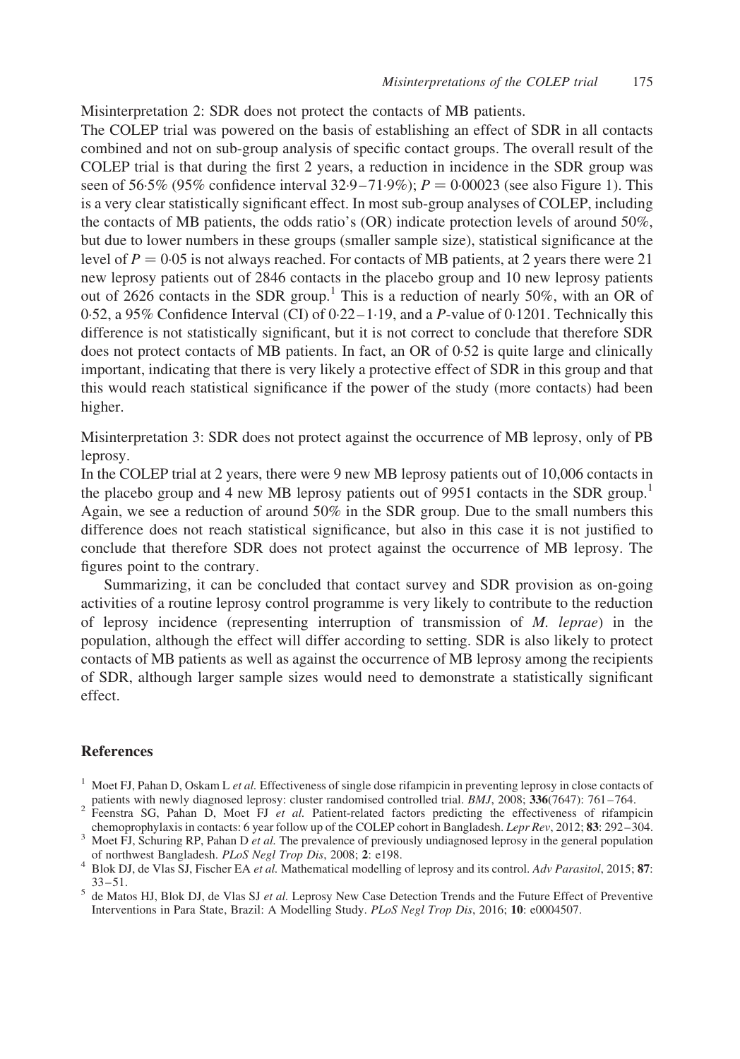Misinterpretation 2: SDR does not protect the contacts of MB patients.

The COLEP trial was powered on the basis of establishing an effect of SDR in all contacts combined and not on sub-group analysis of specific contact groups. The overall result of the COLEP trial is that during the first 2 years, a reduction in incidence in the SDR group was seen of 56·5% (95% confidence interval 32·9–71·9%); $P = 0·00023$ (see also Figure 1). This is a very clear statistically significant effect. In most sub-group analyses of COLEP, including the contacts of MB patients, the odds ratio's (OR) indicate protection levels of around 50%, but due to lower numbers in these groups (smaller sample size), statistical significance at the level of $P = 0·05$ is not always reached. For contacts of MB patients, at 2 years there were 21 new leprosy patients out of 2846 contacts in the placebo group and 10 new leprosy patients out of 2626 contacts in the SDR group.[1] This is a reduction of nearly 50%, with an OR of 0·52, a 95% Confidence Interval (CI) of 0·22–1·19, and a $P$-value of 0·1201. Technically this difference is not statistically significant, but it is not correct to conclude that therefore SDR does not protect contacts of MB patients. In fact, an OR of 0·52 is quite large and clinically important, indicating that there is very likely a protective effect of SDR in this group and that this would reach statistical significance if the power of the study (more contacts) had been higher.

Misinterpretation 3: SDR does not protect against the occurrence of MB leprosy, only of PB leprosy.

In the COLEP trial at 2 years, there were 9 new MB leprosy patients out of 10,006 contacts in the placebo group and 4 new MB leprosy patients out of 9951 contacts in the SDR group.[1] Again, we see a reduction of around 50% in the SDR group. Due to the small numbers this difference does not reach statistical significance, but also in this case it is not justified to conclude that therefore SDR does not protect against the occurrence of MB leprosy. The figures point to the contrary.

Summarizing, it can be concluded that contact survey and SDR provision as on-going activities of a routine leprosy control programme is very likely to contribute to the reduction of leprosy incidence (representing interruption of transmission of *M. leprae*) in the population, although the effect will differ according to setting. SDR is also likely to protect contacts of MB patients as well as against the occurrence of MB leprosy among the recipients of SDR, although larger sample sizes would need to demonstrate a statistically significant effect.

## References

1. Moet FJ, Pahan D, Oskam L *et al.* Effectiveness of single dose rifampicin in preventing leprosy in close contacts of patients with newly diagnosed leprosy: cluster randomised controlled trial. *BMJ*, 2008; **336**(7647): 761–764.
2. Feenstra SG, Pahan D, Moet FJ *et al.* Patient-related factors predicting the effectiveness of rifampicin chemoprophylaxis in contacts: 6 year follow up of the COLEP cohort in Bangladesh. *Lepr Rev*, 2012; **83**: 292–304.
3. Moet FJ, Schuring RP, Pahan D *et al.* The prevalence of previously undiagnosed leprosy in the general population of northwest Bangladesh. *PLoS Negl Trop Dis*, 2008; **2**: e198.
4. Blok DJ, de Vlas SJ, Fischer EA *et al.* Mathematical modelling of leprosy and its control. *Adv Parasitol*, 2015; **87**: 33–51.
5. de Matos HJ, Blok DJ, de Vlas SJ *et al.* Leprosy New Case Detection Trends and the Future Effect of Preventive Interventions in Para State, Brazil: A Modelling Study. *PLoS Negl Trop Dis*, 2016; **10**: e0004507.